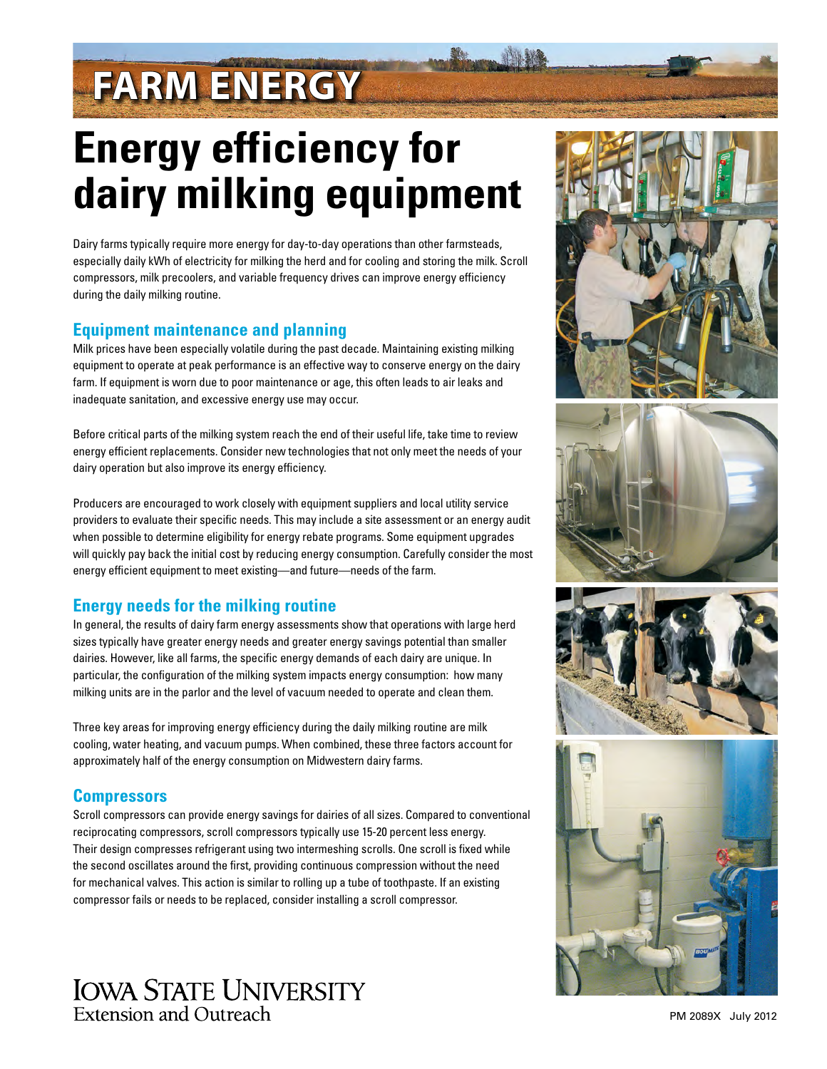FARM ENERGY

# Energy efficiency for dairy milking equipment

Dairy farms typically require more energy for day-to-day operations than other farmsteads, especially daily kWh of electricity for milking the herd and for cooling and storing the milk. Scroll compressors, milk precoolers, and variable frequency drives can improve energy efficiency during the daily milking routine.

## Equipment maintenance and planning

Milk prices have been especially volatile during the past decade. Maintaining existing milking equipment to operate at peak performance is an effective way to conserve energy on the dairy farm. If equipment is worn due to poor maintenance or age, this often leads to air leaks and inadequate sanitation, and excessive energy use may occur.

Before critical parts of the milking system reach the end of their useful life, take time to review energy efficient replacements. Consider new technologies that not only meet the needs of your dairy operation but also improve its energy efficiency.

Producers are encouraged to work closely with equipment suppliers and local utility service providers to evaluate their specific needs. This may include a site assessment or an energy audit when possible to determine eligibility for energy rebate programs. Some equipment upgrades will quickly pay back the initial cost by reducing energy consumption. Carefully consider the most energy efficient equipment to meet existing—and future—needs of the farm.

## Energy needs for the milking routine

In general, the results of dairy farm energy assessments show that operations with large herd sizes typically have greater energy needs and greater energy savings potential than smaller dairies. However, like all farms, the specific energy demands of each dairy are unique. In particular, the configuration of the milking system impacts energy consumption: how many milking units are in the parlor and the level of vacuum needed to operate and clean them.

Three key areas for improving energy efficiency during the daily milking routine are milk cooling, water heating, and vacuum pumps. When combined, these three factors account for approximately half of the energy consumption on Midwestern dairy farms.

## Compressors

Scroll compressors can provide energy savings for dairies of all sizes. Compared to conventional reciprocating compressors, scroll compressors typically use 15-20 percent less energy. Their design compresses refrigerant using two intermeshing scrolls. One scroll is fixed while the second oscillates around the first, providing continuous compression without the need for mechanical valves. This action is similar to rolling up a tube of toothpaste. If an existing compressor fails or needs to be replaced, consider installing a scroll compressor.

Iowa State University
Extension and Outreach

PM 2089X July 2012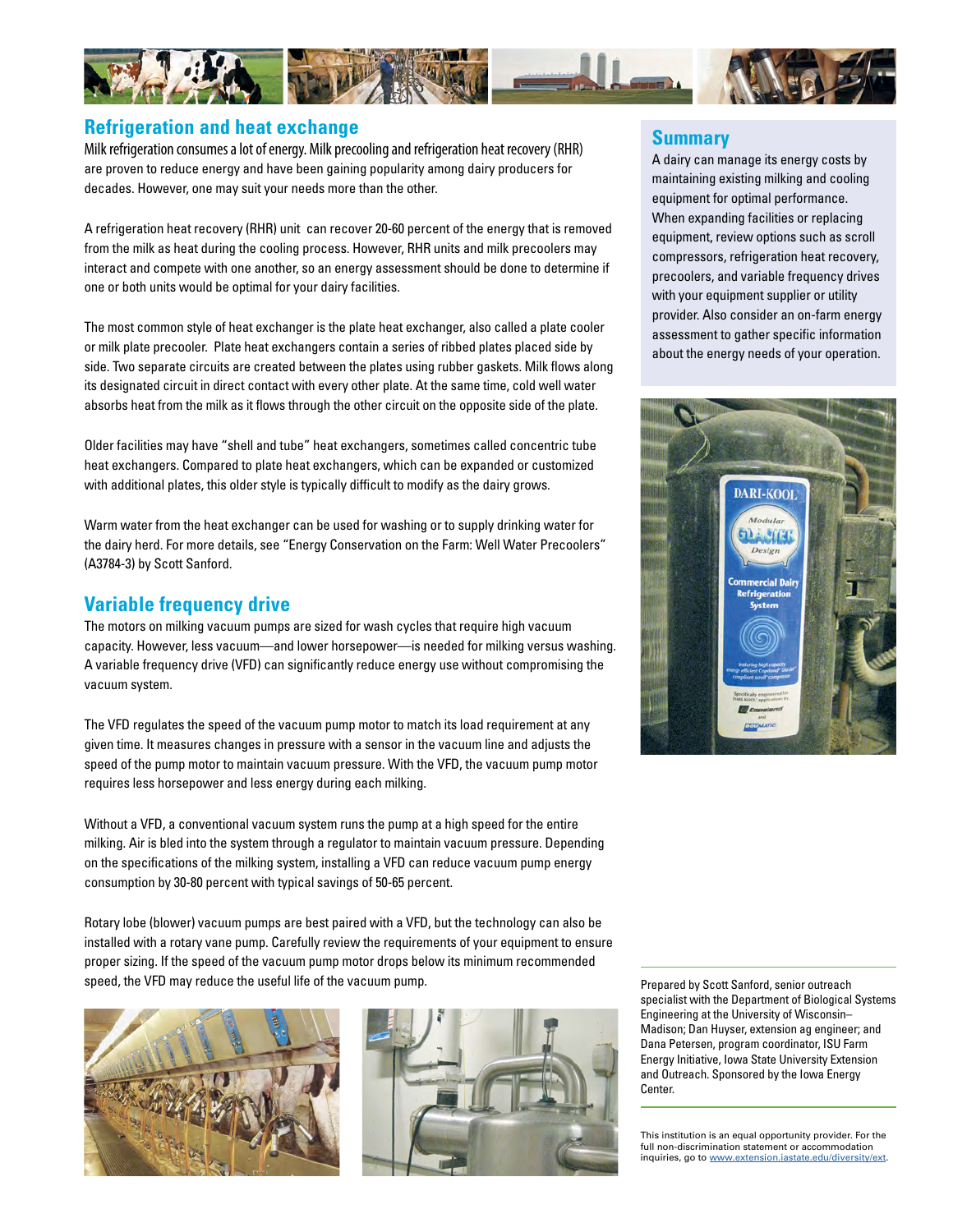## Refrigeration and heat exchange

Milk refrigeration consumes a lot of energy. Milk precooling and refrigeration heat recovery (RHR) are proven to reduce energy and have been gaining popularity among dairy producers for decades. However, one may suit your needs more than the other.

A refrigeration heat recovery (RHR) unit can recover 20-60 percent of the energy that is removed from the milk as heat during the cooling process. However, RHR units and milk precoolers may interact and compete with one another, so an energy assessment should be done to determine if one or both units would be optimal for your dairy facilities.

The most common style of heat exchanger is the plate heat exchanger, also called a plate cooler or milk plate precooler. Plate heat exchangers contain a series of ribbed plates placed side by side. Two separate circuits are created between the plates using rubber gaskets. Milk flows along its designated circuit in direct contact with every other plate. At the same time, cold well water absorbs heat from the milk as it flows through the other circuit on the opposite side of the plate.

Older facilities may have "shell and tube" heat exchangers, sometimes called concentric tube heat exchangers. Compared to plate heat exchangers, which can be expanded or customized with additional plates, this older style is typically difficult to modify as the dairy grows.

Warm water from the heat exchanger can be used for washing or to supply drinking water for the dairy herd. For more details, see "Energy Conservation on the Farm: Well Water Precoolers" (A3784-3) by Scott Sanford.

## Variable frequency drive

The motors on milking vacuum pumps are sized for wash cycles that require high vacuum capacity. However, less vacuum—and lower horsepower—is needed for milking versus washing. A variable frequency drive (VFD) can significantly reduce energy use without compromising the vacuum system.

The VFD regulates the speed of the vacuum pump motor to match its load requirement at any given time. It measures changes in pressure with a sensor in the vacuum line and adjusts the speed of the pump motor to maintain vacuum pressure. With the VFD, the vacuum pump motor requires less horsepower and less energy during each milking.

Without a VFD, a conventional vacuum system runs the pump at a high speed for the entire milking. Air is bled into the system through a regulator to maintain vacuum pressure. Depending on the specifications of the milking system, installing a VFD can reduce vacuum pump energy consumption by 30-80 percent with typical savings of 50-65 percent.

Rotary lobe (blower) vacuum pumps are best paired with a VFD, but the technology can also be installed with a rotary vane pump. Carefully review the requirements of your equipment to ensure proper sizing. If the speed of the vacuum pump motor drops below its minimum recommended speed, the VFD may reduce the useful life of the vacuum pump.

## Summary

A dairy can manage its energy costs by maintaining existing milking and cooling equipment for optimal performance. When expanding facilities or replacing equipment, review options such as scroll compressors, refrigeration heat recovery, precoolers, and variable frequency drives with your equipment supplier or utility provider. Also consider an on-farm energy assessment to gather specific information about the energy needs of your operation.

Prepared by Scott Sanford, senior outreach specialist with the Department of Biological Systems Engineering at the University of Wisconsin–Madison; Dan Huyser, extension ag engineer; and Dana Petersen, program coordinator, ISU Farm Energy Initiative, Iowa State University Extension and Outreach. Sponsored by the Iowa Energy Center.

This institution is an equal opportunity provider. For the full non-discrimination statement or accommodation inquiries, go to www.extension.iastate.edu/diversity/ext.